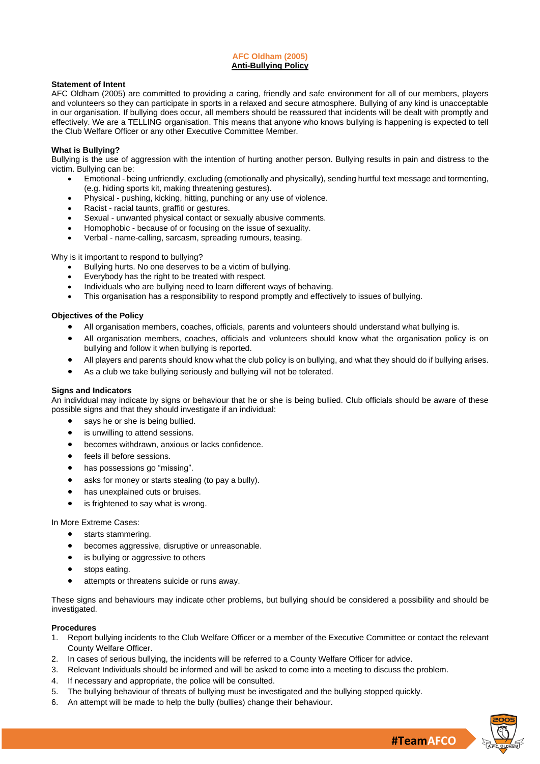# AFC Oldham (2005)

## Anti-Bullying Policy

### Statement of Intent

AFC Oldham (2005) are committed to providing a caring, friendly and safe environment for all of our members, players and volunteers so they can participate in sports in a relaxed and secure atmosphere. Bullying of any kind is unacceptable in our organisation. If bullying does occur, all members should be reassured that incidents will be dealt with promptly and effectively. We are a TELLING organisation. This means that anyone who knows bullying is happening is expected to tell the Club Welfare Officer or any other Executive Committee Member.

### What is Bullying?

Bullying is the use of aggression with the intention of hurting another person. Bullying results in pain and distress to the victim. Bullying can be:

- Emotional - being unfriendly, excluding (emotionally and physically), sending hurtful text message and tormenting, (e.g. hiding sports kit, making threatening gestures).
- Physical - pushing, kicking, hitting, punching or any use of violence.
- Racist - racial taunts, graffiti or gestures.
- Sexual - unwanted physical contact or sexually abusive comments.
- Homophobic - because of or focusing on the issue of sexuality.
- Verbal - name-calling, sarcasm, spreading rumours, teasing.

Why is it important to respond to bullying?

- Bullying hurts. No one deserves to be a victim of bullying.
- Everybody has the right to be treated with respect.
- Individuals who are bullying need to learn different ways of behaving.
- This organisation has a responsibility to respond promptly and effectively to issues of bullying.

### Objectives of the Policy

- All organisation members, coaches, officials, parents and volunteers should understand what bullying is.
- All organisation members, coaches, officials and volunteers should know what the organisation policy is on bullying and follow it when bullying is reported.
- All players and parents should know what the club policy is on bullying, and what they should do if bullying arises.
- As a club we take bullying seriously and bullying will not be tolerated.

### Signs and Indicators

An individual may indicate by signs or behaviour that he or she is being bullied. Club officials should be aware of these possible signs and that they should investigate if an individual:

- says he or she is being bullied.
- is unwilling to attend sessions.
- becomes withdrawn, anxious or lacks confidence.
- feels ill before sessions.
- has possessions go "missing".
- asks for money or starts stealing (to pay a bully).
- has unexplained cuts or bruises.
- is frightened to say what is wrong.

In More Extreme Cases:

- starts stammering.
- becomes aggressive, disruptive or unreasonable.
- is bullying or aggressive to others
- stops eating.
- attempts or threatens suicide or runs away.

These signs and behaviours may indicate other problems, but bullying should be considered a possibility and should be investigated.

### Procedures

1. Report bullying incidents to the Club Welfare Officer or a member of the Executive Committee or contact the relevant County Welfare Officer.
2. In cases of serious bullying, the incidents will be referred to a County Welfare Officer for advice.
3. Relevant Individuals should be informed and will be asked to come into a meeting to discuss the problem.
4. If necessary and appropriate, the police will be consulted.
5. The bullying behaviour of threats of bullying must be investigated and the bullying stopped quickly.
6. An attempt will be made to help the bully (bullies) change their behaviour.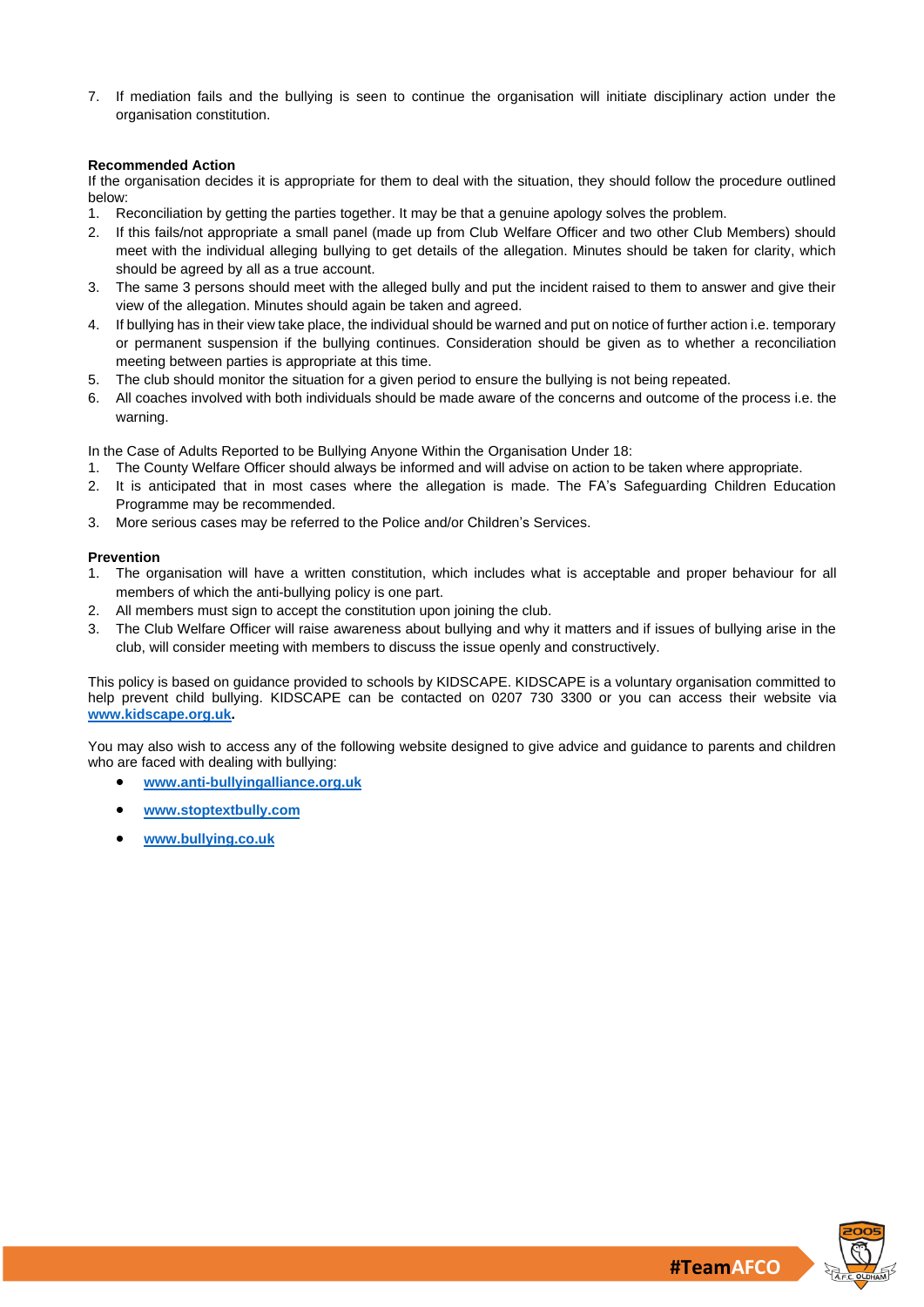7. If mediation fails and the bullying is seen to continue the organisation will initiate disciplinary action under the organisation constitution.

**Recommended Action**

If the organisation decides it is appropriate for them to deal with the situation, they should follow the procedure outlined below:

1. Reconciliation by getting the parties together. It may be that a genuine apology solves the problem.
2. If this fails/not appropriate a small panel (made up from Club Welfare Officer and two other Club Members) should meet with the individual alleging bullying to get details of the allegation. Minutes should be taken for clarity, which should be agreed by all as a true account.
3. The same 3 persons should meet with the alleged bully and put the incident raised to them to answer and give their view of the allegation. Minutes should again be taken and agreed.
4. If bullying has in their view take place, the individual should be warned and put on notice of further action i.e. temporary or permanent suspension if the bullying continues. Consideration should be given as to whether a reconciliation meeting between parties is appropriate at this time.
5. The club should monitor the situation for a given period to ensure the bullying is not being repeated.
6. All coaches involved with both individuals should be made aware of the concerns and outcome of the process i.e. the warning.

In the Case of Adults Reported to be Bullying Anyone Within the Organisation Under 18:

1. The County Welfare Officer should always be informed and will advise on action to be taken where appropriate.
2. It is anticipated that in most cases where the allegation is made. The FA's Safeguarding Children Education Programme may be recommended.
3. More serious cases may be referred to the Police and/or Children's Services.

**Prevention**

1. The organisation will have a written constitution, which includes what is acceptable and proper behaviour for all members of which the anti-bullying policy is one part.
2. All members must sign to accept the constitution upon joining the club.
3. The Club Welfare Officer will raise awareness about bullying and why it matters and if issues of bullying arise in the club, will consider meeting with members to discuss the issue openly and constructively.

This policy is based on guidance provided to schools by KIDSCAPE. KIDSCAPE is a voluntary organisation committed to help prevent child bullying. KIDSCAPE can be contacted on 0207 730 3300 or you can access their website via **www.kidscape.org.uk**.

You may also wish to access any of the following website designed to give advice and guidance to parents and children who are faced with dealing with bullying:

- **www.anti-bullyingalliance.org.uk**
- **www.stoptextbully.com**
- **www.bullying.co.uk**